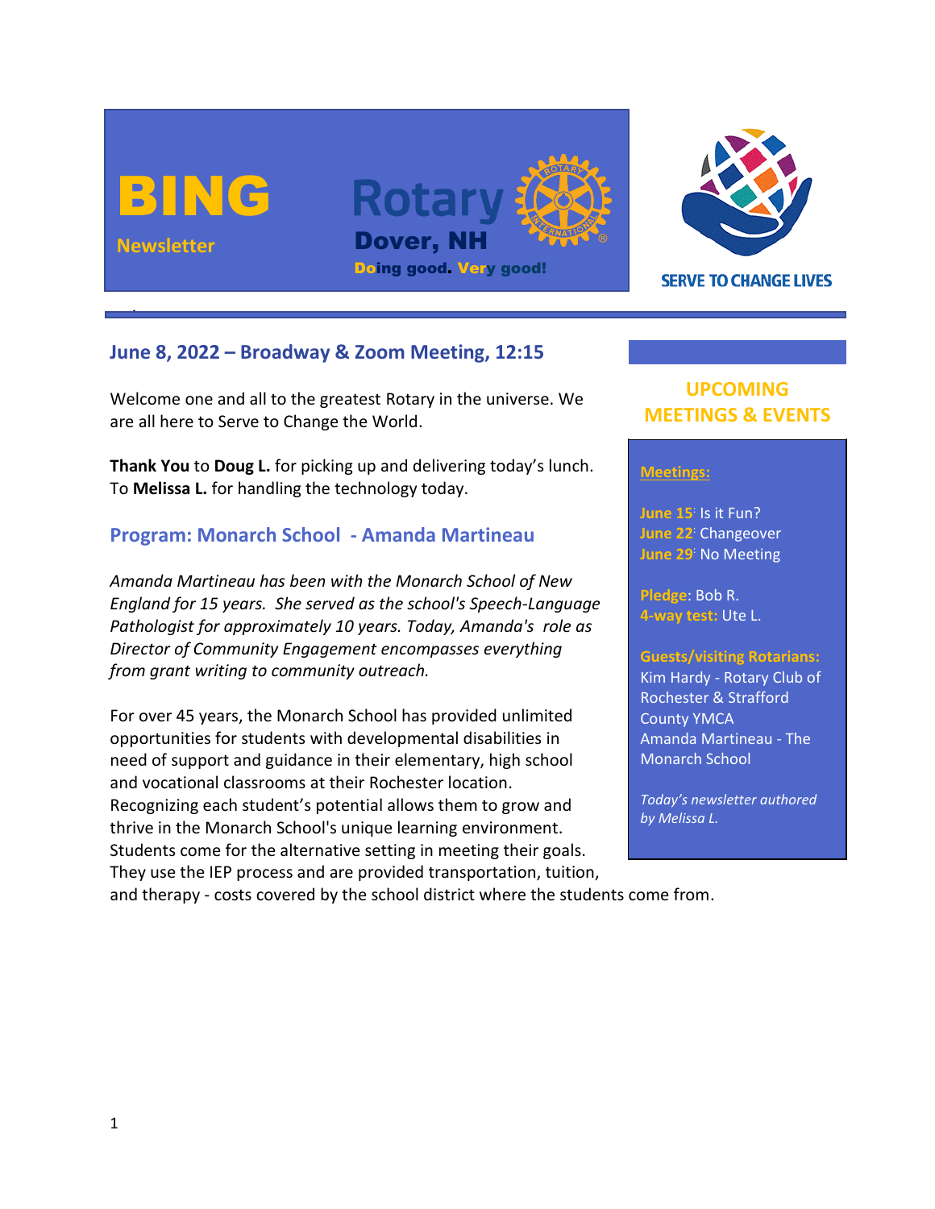# BING

Newsletter

Rotary
Dover, NH
Doing good. Very good!

SERVE TO CHANGE LIVES

## June 8, 2022 – Broadway & Zoom Meeting, 12:15

Welcome one and all to the greatest Rotary in the universe. We are all here to Serve to Change the World.

**Thank You** to **Doug L.** for picking up and delivering today's lunch. To **Melissa L.** for handling the technology today.

## Program: Monarch School - Amanda Martineau

*Amanda Martineau has been with the Monarch School of New England for 15 years. She served as the school's Speech-Language Pathologist for approximately 10 years. Today, Amanda's role as Director of Community Engagement encompasses everything from grant writing to community outreach.*

For over 45 years, the Monarch School has provided unlimited opportunities for students with developmental disabilities in need of support and guidance in their elementary, high school and vocational classrooms at their Rochester location. Recognizing each student's potential allows them to grow and thrive in the Monarch School's unique learning environment. Students come for the alternative setting in meeting their goals. They use the IEP process and are provided transportation, tuition, and therapy - costs covered by the school district where the students come from.

## UPCOMING MEETINGS & EVENTS

**Meetings:**

**June 15**: Is it Fun?
**June 22**: Changeover
**June 29**: No Meeting

**Pledge:** Bob R.
**4-way test:** Ute L.

**Guests/visiting Rotarians:**
Kim Hardy - Rotary Club of Rochester & Strafford County YMCA
Amanda Martineau - The Monarch School

*Today's newsletter authored by Melissa L.*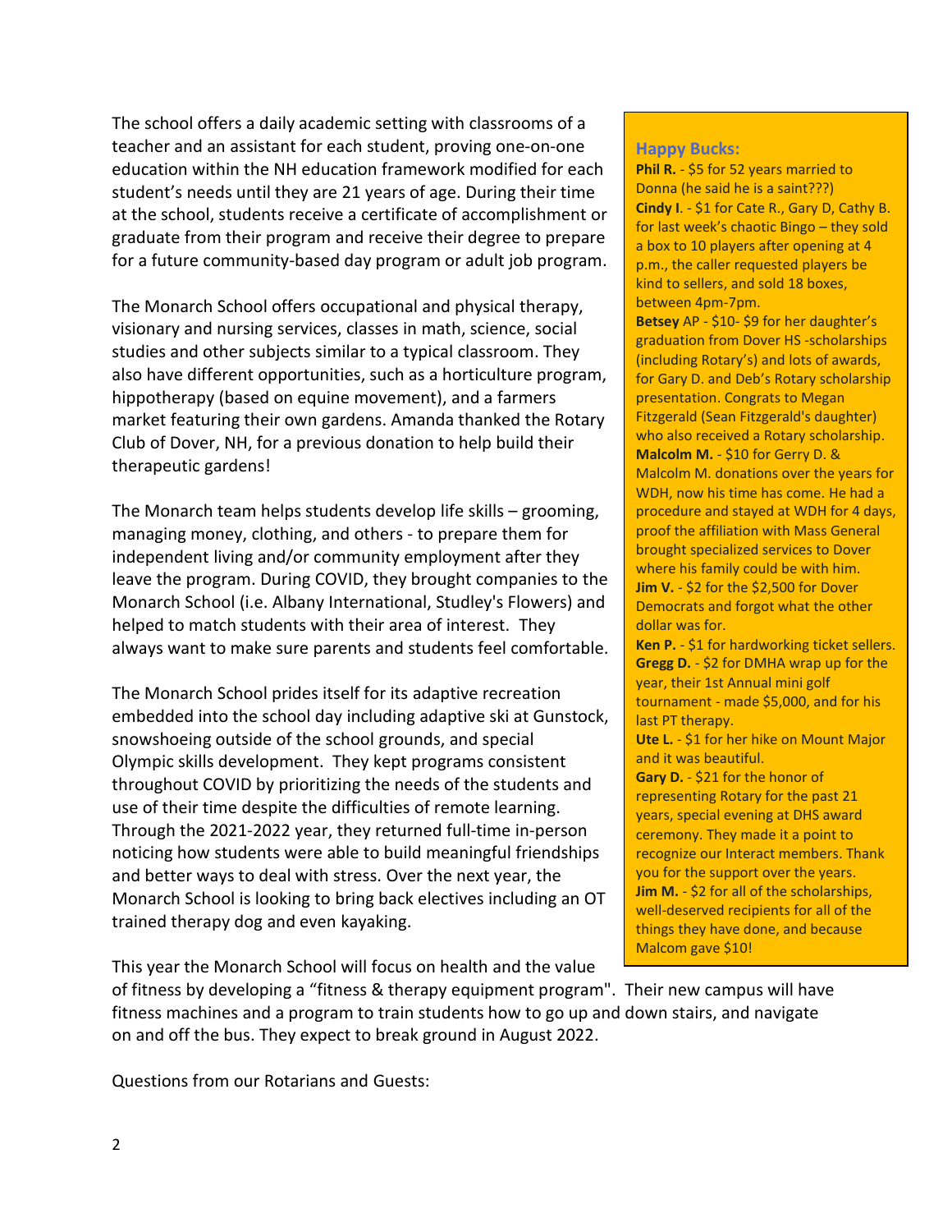The school offers a daily academic setting with classrooms of a teacher and an assistant for each student, proving one-on-one education within the NH education framework modified for each student's needs until they are 21 years of age. During their time at the school, students receive a certificate of accomplishment or graduate from their program and receive their degree to prepare for a future community-based day program or adult job program.

The Monarch School offers occupational and physical therapy, visionary and nursing services, classes in math, science, social studies and other subjects similar to a typical classroom. They also have different opportunities, such as a horticulture program, hippotherapy (based on equine movement), and a farmers market featuring their own gardens. Amanda thanked the Rotary Club of Dover, NH, for a previous donation to help build their therapeutic gardens!

The Monarch team helps students develop life skills – grooming, managing money, clothing, and others - to prepare them for independent living and/or community employment after they leave the program. During COVID, they brought companies to the Monarch School (i.e. Albany International, Studley's Flowers) and helped to match students with their area of interest. They always want to make sure parents and students feel comfortable.

The Monarch School prides itself for its adaptive recreation embedded into the school day including adaptive ski at Gunstock, snowshoeing outside of the school grounds, and special Olympic skills development. They kept programs consistent throughout COVID by prioritizing the needs of the students and use of their time despite the difficulties of remote learning. Through the 2021-2022 year, they returned full-time in-person noticing how students were able to build meaningful friendships and better ways to deal with stress. Over the next year, the Monarch School is looking to bring back electives including an OT trained therapy dog and even kayaking.

This year the Monarch School will focus on health and the value of fitness by developing a "fitness & therapy equipment program". Their new campus will have fitness machines and a program to train students how to go up and down stairs, and navigate on and off the bus. They expect to break ground in August 2022.

Questions from our Rotarians and Guests:

### Happy Bucks:

**Phil R.** - $5 for 52 years married to Donna (he said he is a saint???)

**Cindy I**. - $1 for Cate R., Gary D, Cathy B. for last week's chaotic Bingo – they sold a box to 10 players after opening at 4 p.m., the caller requested players be kind to sellers, and sold 18 boxes, between 4pm-7pm.

**Betsey** AP - $10- $9 for her daughter's graduation from Dover HS -scholarships (including Rotary's) and lots of awards, for Gary D. and Deb's Rotary scholarship presentation. Congrats to Megan Fitzgerald (Sean Fitzgerald's daughter) who also received a Rotary scholarship.

**Malcolm M.** - $10 for Gerry D. & Malcolm M. donations over the years for WDH, now his time has come. He had a procedure and stayed at WDH for 4 days, proof the affiliation with Mass General brought specialized services to Dover where his family could be with him.

**Jim V.** - $2 for the $2,500 for Dover Democrats and forgot what the other dollar was for.

**Ken P.** - $1 for hardworking ticket sellers.

**Gregg D.** - $2 for DMHA wrap up for the year, their 1st Annual mini golf tournament - made $5,000, and for his last PT therapy.

**Ute L.** - $1 for her hike on Mount Major and it was beautiful.

**Gary D.** - $21 for the honor of representing Rotary for the past 21 years, special evening at DHS award ceremony. They made it a point to recognize our Interact members. Thank you for the support over the years.

**Jim M.** - $2 for all of the scholarships, well-deserved recipients for all of the things they have done, and because Malcom gave $10!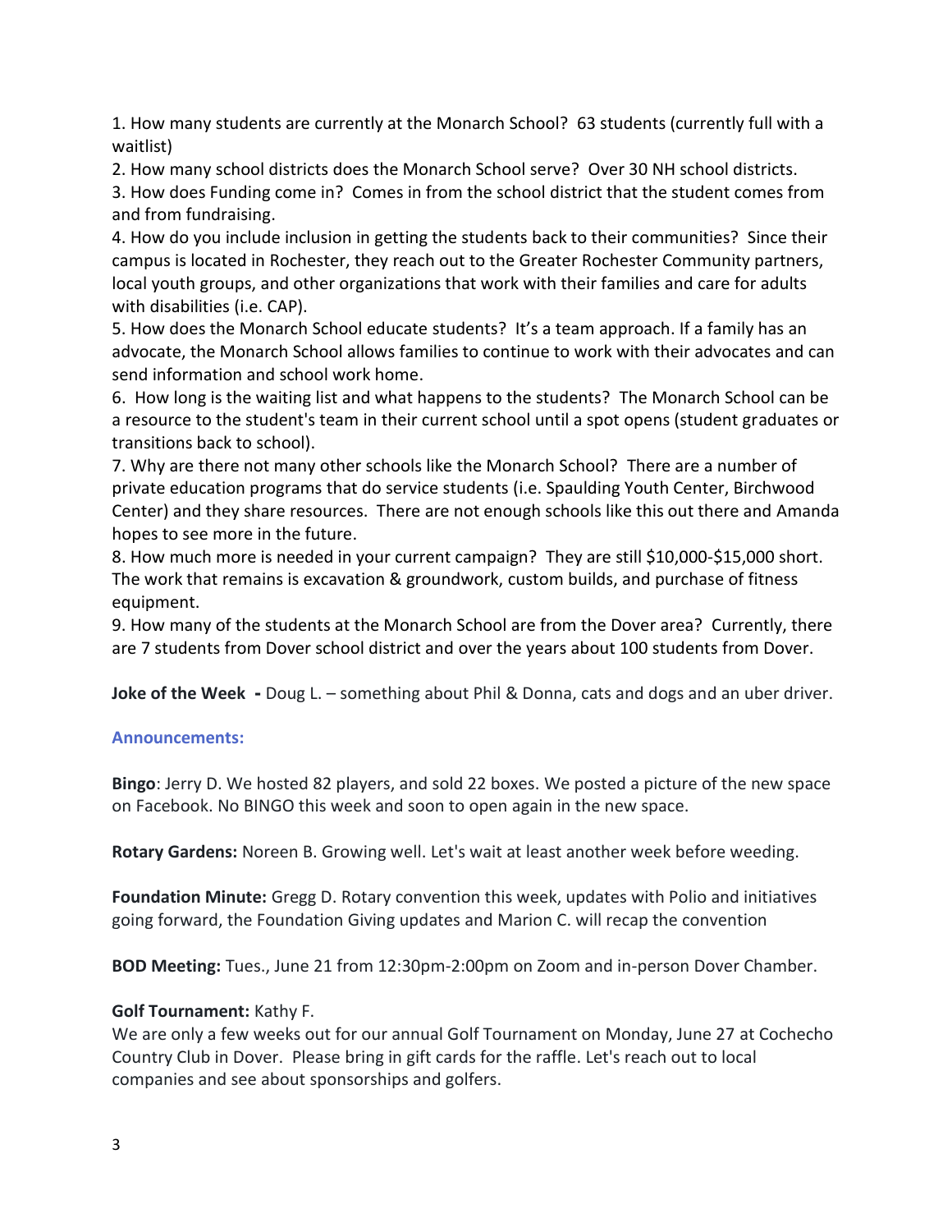1. How many students are currently at the Monarch School? 63 students (currently full with a waitlist)
2. How many school districts does the Monarch School serve? Over 30 NH school districts.
3. How does Funding come in? Comes in from the school district that the student comes from and from fundraising.
4. How do you include inclusion in getting the students back to their communities? Since their campus is located in Rochester, they reach out to the Greater Rochester Community partners, local youth groups, and other organizations that work with their families and care for adults with disabilities (i.e. CAP).
5. How does the Monarch School educate students? It's a team approach. If a family has an advocate, the Monarch School allows families to continue to work with their advocates and can send information and school work home.
6. How long is the waiting list and what happens to the students? The Monarch School can be a resource to the student's team in their current school until a spot opens (student graduates or transitions back to school).
7. Why are there not many other schools like the Monarch School? There are a number of private education programs that do service students (i.e. Spaulding Youth Center, Birchwood Center) and they share resources. There are not enough schools like this out there and Amanda hopes to see more in the future.
8. How much more is needed in your current campaign? They are still $10,000-$15,000 short. The work that remains is excavation & groundwork, custom builds, and purchase of fitness equipment.
9. How many of the students at the Monarch School are from the Dover area? Currently, there are 7 students from Dover school district and over the years about 100 students from Dover.

**Joke of the Week -** Doug L. – something about Phil & Donna, cats and dogs and an uber driver.

### Announcements:

**Bingo**: Jerry D. We hosted 82 players, and sold 22 boxes. We posted a picture of the new space on Facebook. No BINGO this week and soon to open again in the new space.

**Rotary Gardens:** Noreen B. Growing well. Let's wait at least another week before weeding.

**Foundation Minute:** Gregg D. Rotary convention this week, updates with Polio and initiatives going forward, the Foundation Giving updates and Marion C. will recap the convention

**BOD Meeting:** Tues., June 21 from 12:30pm-2:00pm on Zoom and in-person Dover Chamber.

**Golf Tournament:** Kathy F.
We are only a few weeks out for our annual Golf Tournament on Monday, June 27 at Cochecho Country Club in Dover. Please bring in gift cards for the raffle. Let's reach out to local companies and see about sponsorships and golfers.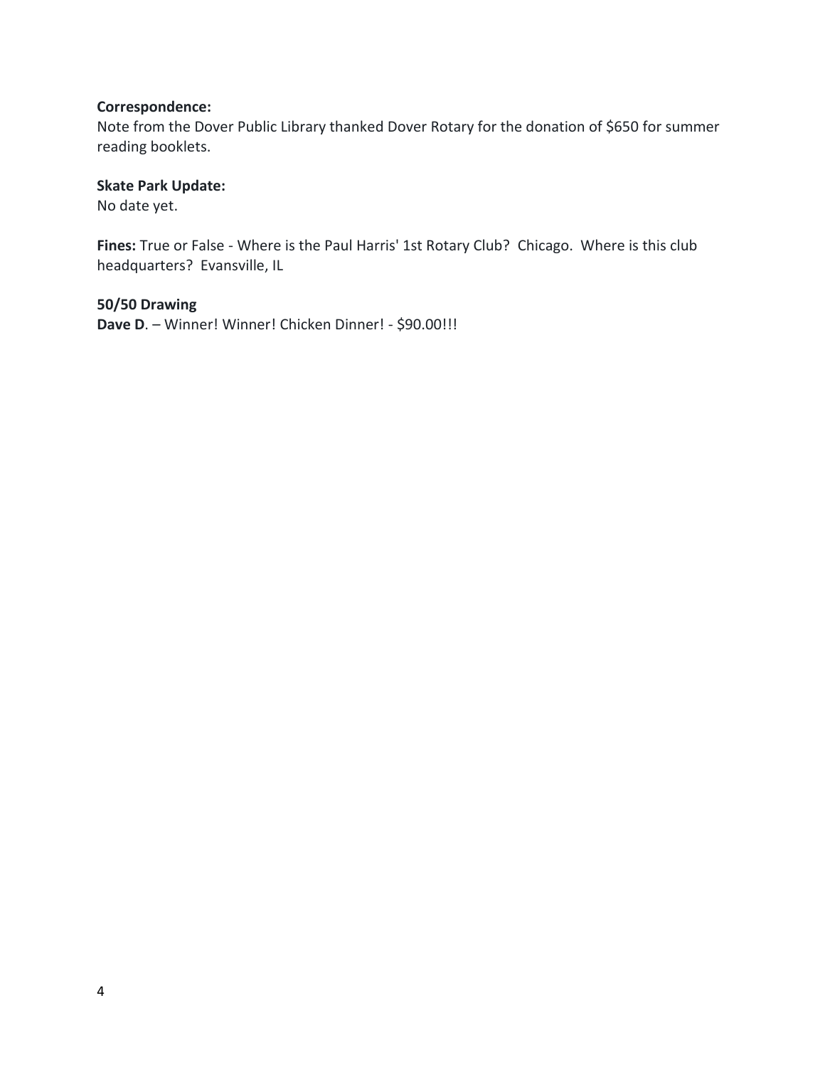**Correspondence:**
Note from the Dover Public Library thanked Dover Rotary for the donation of $650 for summer reading booklets.

**Skate Park Update:**
No date yet.

**Fines:** True or False - Where is the Paul Harris' 1st Rotary Club? Chicago. Where is this club headquarters? Evansville, IL

**50/50 Drawing**
**Dave D**. – Winner! Winner! Chicken Dinner! - $90.00!!!